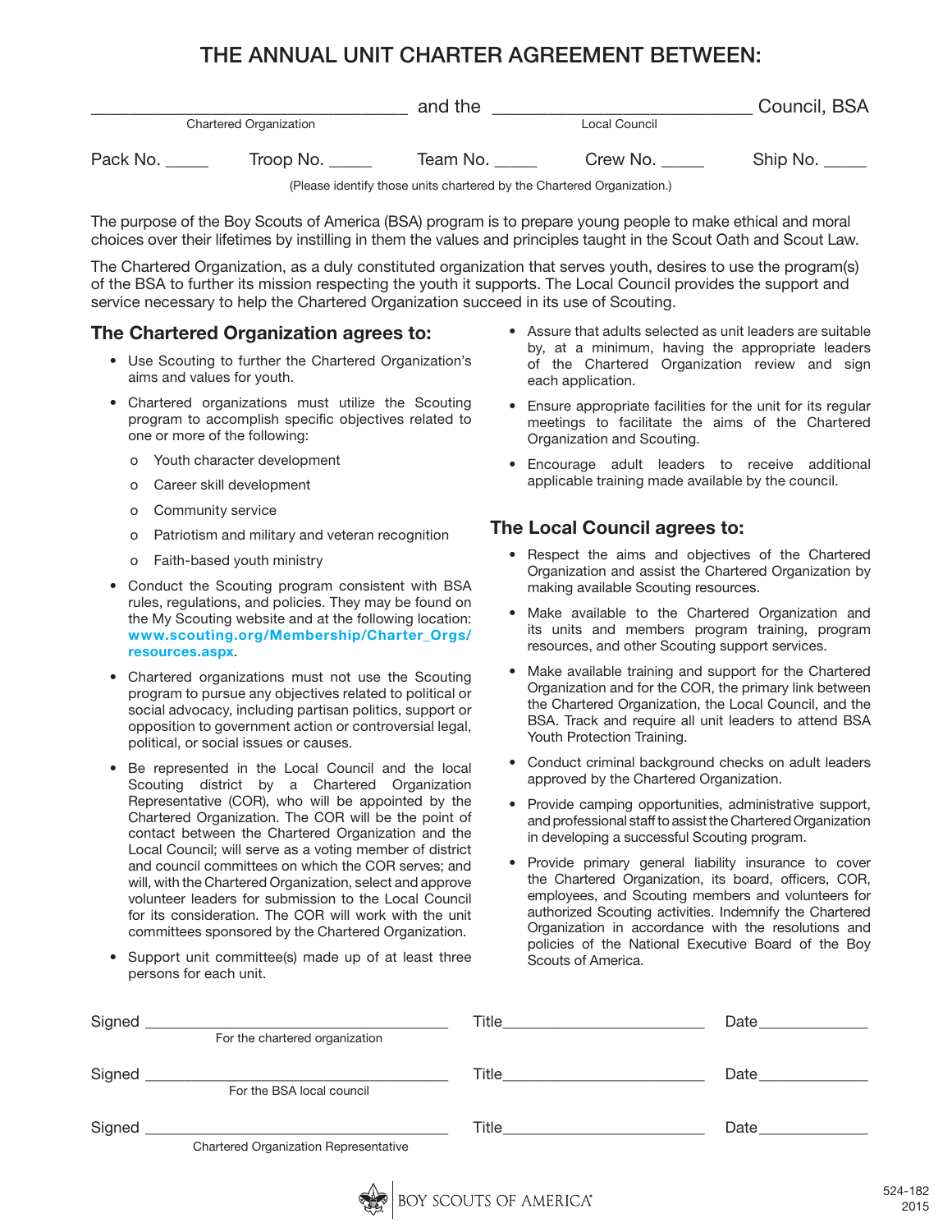# THE ANNUAL UNIT CHARTER AGREEMENT BETWEEN:

_______________________________ and the ___________________________ Council, BSA

Chartered Organization — Local Council

Pack No. _____ Troop No. _____ Team No. _____ Crew No. _____ Ship No. _____

(Please identify those units chartered by the Chartered Organization.)

The purpose of the Boy Scouts of America (BSA) program is to prepare young people to make ethical and moral choices over their lifetimes by instilling in them the values and principles taught in the Scout Oath and Scout Law.

The Chartered Organization, as a duly constituted organization that serves youth, desires to use the program(s) of the BSA to further its mission respecting the youth it supports. The Local Council provides the support and service necessary to help the Chartered Organization succeed in its use of Scouting.

## The Chartered Organization agrees to:

- Use Scouting to further the Chartered Organization's aims and values for youth.
- Chartered organizations must utilize the Scouting program to accomplish specific objectives related to one or more of the following:
  - Youth character development
  - Career skill development
  - Community service
  - Patriotism and military and veteran recognition
  - Faith-based youth ministry
- Conduct the Scouting program consistent with BSA rules, regulations, and policies. They may be found on the My Scouting website and at the following location: **www.scouting.org/Membership/Charter_Orgs/resources.aspx**.
- Chartered organizations must not use the Scouting program to pursue any objectives related to political or social advocacy, including partisan politics, support or opposition to government action or controversial legal, political, or social issues or causes.
- Be represented in the Local Council and the local Scouting district by a Chartered Organization Representative (COR), who will be appointed by the Chartered Organization. The COR will be the point of contact between the Chartered Organization and the Local Council; will serve as a voting member of district and council committees on which the COR serves; and will, with the Chartered Organization, select and approve volunteer leaders for submission to the Local Council for its consideration. The COR will work with the unit committees sponsored by the Chartered Organization.
- Support unit committee(s) made up of at least three persons for each unit.
- Assure that adults selected as unit leaders are suitable by, at a minimum, having the appropriate leaders of the Chartered Organization review and sign each application.
- Ensure appropriate facilities for the unit for its regular meetings to facilitate the aims of the Chartered Organization and Scouting.
- Encourage adult leaders to receive additional applicable training made available by the council.

## The Local Council agrees to:

- Respect the aims and objectives of the Chartered Organization and assist the Chartered Organization by making available Scouting resources.
- Make available to the Chartered Organization and its units and members program training, program resources, and other Scouting support services.
- Make available training and support for the Chartered Organization and for the COR, the primary link between the Chartered Organization, the Local Council, and the BSA. Track and require all unit leaders to attend BSA Youth Protection Training.
- Conduct criminal background checks on adult leaders approved by the Chartered Organization.
- Provide camping opportunities, administrative support, and professional staff to assist the Chartered Organization in developing a successful Scouting program.
- Provide primary general liability insurance to cover the Chartered Organization, its board, officers, COR, employees, and Scouting members and volunteers for authorized Scouting activities. Indemnify the Chartered Organization in accordance with the resolutions and policies of the National Executive Board of the Boy Scouts of America.

Signed _______________________________ Title _____________________ Date ____________
For the chartered organization

Signed _______________________________ Title _____________________ Date ____________
For the BSA local council

Signed _______________________________ Title _____________________ Date ____________
Chartered Organization Representative

BOY SCOUTS OF AMERICA

524-182
2015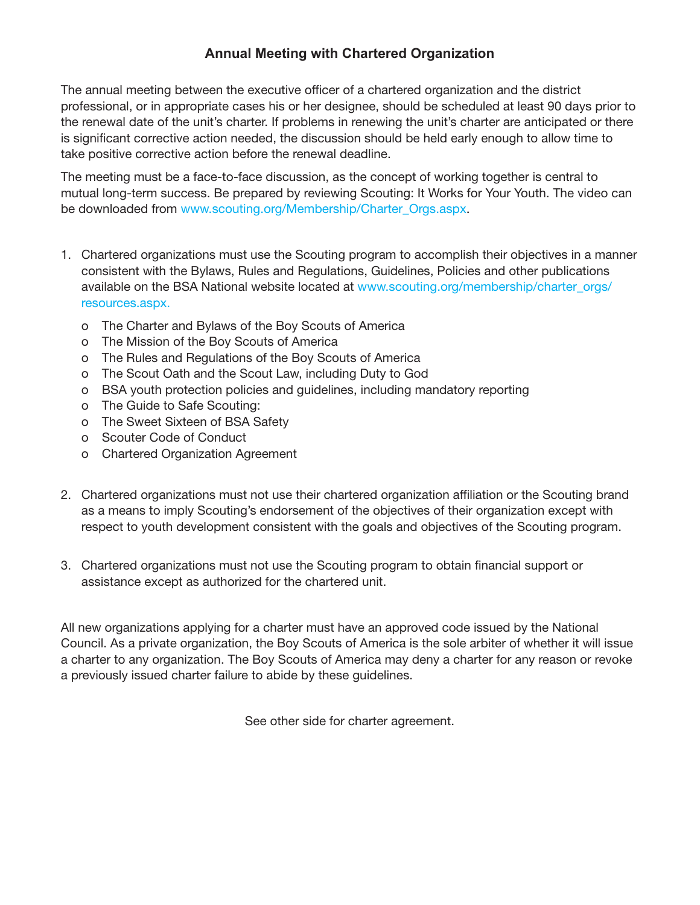## Annual Meeting with Chartered Organization

The annual meeting between the executive officer of a chartered organization and the district professional, or in appropriate cases his or her designee, should be scheduled at least 90 days prior to the renewal date of the unit's charter. If problems in renewing the unit's charter are anticipated or there is significant corrective action needed, the discussion should be held early enough to allow time to take positive corrective action before the renewal deadline.

The meeting must be a face-to-face discussion, as the concept of working together is central to mutual long-term success. Be prepared by reviewing Scouting: It Works for Your Youth. The video can be downloaded from www.scouting.org/Membership/Charter_Orgs.aspx.

1. Chartered organizations must use the Scouting program to accomplish their objectives in a manner consistent with the Bylaws, Rules and Regulations, Guidelines, Policies and other publications available on the BSA National website located at www.scouting.org/membership/charter_orgs/resources.aspx.
   - The Charter and Bylaws of the Boy Scouts of America
   - The Mission of the Boy Scouts of America
   - The Rules and Regulations of the Boy Scouts of America
   - The Scout Oath and the Scout Law, including Duty to God
   - BSA youth protection policies and guidelines, including mandatory reporting
   - The Guide to Safe Scouting:
   - The Sweet Sixteen of BSA Safety
   - Scouter Code of Conduct
   - Chartered Organization Agreement

2. Chartered organizations must not use their chartered organization affiliation or the Scouting brand as a means to imply Scouting's endorsement of the objectives of their organization except with respect to youth development consistent with the goals and objectives of the Scouting program.

3. Chartered organizations must not use the Scouting program to obtain financial support or assistance except as authorized for the chartered unit.

All new organizations applying for a charter must have an approved code issued by the National Council. As a private organization, the Boy Scouts of America is the sole arbiter of whether it will issue a charter to any organization. The Boy Scouts of America may deny a charter for any reason or revoke a previously issued charter failure to abide by these guidelines.

See other side for charter agreement.